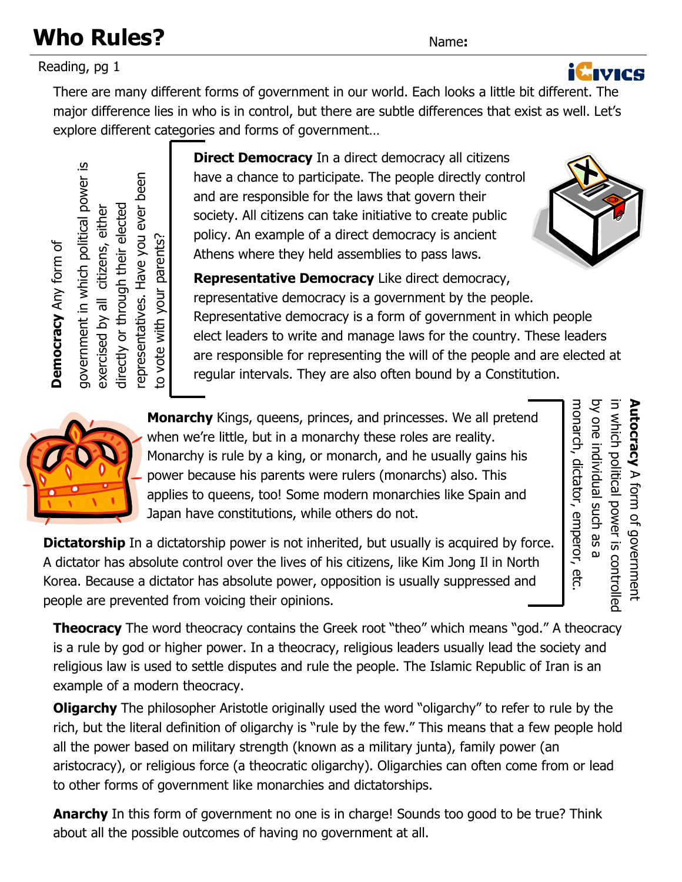# Who Rules?

Name:

Reading, pg 1

There are many different forms of government in our world. Each looks a little bit different. The major difference lies in who is in control, but there are subtle differences that exist as well. Let's explore different categories and forms of government…

**Democracy** Any form of government in which political power is exercised by all citizens, either directly or through their elected representatives. Have you ever been to vote with your parents?

**Direct Democracy** In a direct democracy all citizens have a chance to participate. The people directly control and are responsible for the laws that govern their society. All citizens can take initiative to create public policy. An example of a direct democracy is ancient Athens where they held assemblies to pass laws.

**Representative Democracy** Like direct democracy, representative democracy is a government by the people. Representative democracy is a form of government in which people elect leaders to write and manage laws for the country. These leaders are responsible for representing the will of the people and are elected at regular intervals. They are also often bound by a Constitution.

**Autocracy** A form of government in which political power is controlled by one individual such as a monarch, dictator, emperor, etc.

**Monarchy** Kings, queens, princes, and princesses. We all pretend when we're little, but in a monarchy these roles are reality. Monarchy is rule by a king, or monarch, and he usually gains his power because his parents were rulers (monarchs) also. This applies to queens, too! Some modern monarchies like Spain and Japan have constitutions, while others do not.

**Dictatorship** In a dictatorship power is not inherited, but usually is acquired by force. A dictator has absolute control over the lives of his citizens, like Kim Jong Il in North Korea. Because a dictator has absolute power, opposition is usually suppressed and people are prevented from voicing their opinions.

**Theocracy** The word theocracy contains the Greek root "theo" which means "god." A theocracy is a rule by god or higher power. In a theocracy, religious leaders usually lead the society and religious law is used to settle disputes and rule the people. The Islamic Republic of Iran is an example of a modern theocracy.

**Oligarchy** The philosopher Aristotle originally used the word "oligarchy" to refer to rule by the rich, but the literal definition of oligarchy is "rule by the few." This means that a few people hold all the power based on military strength (known as a military junta), family power (an aristocracy), or religious force (a theocratic oligarchy). Oligarchies can often come from or lead to other forms of government like monarchies and dictatorships.

**Anarchy** In this form of government no one is in charge! Sounds too good to be true? Think about all the possible outcomes of having no government at all.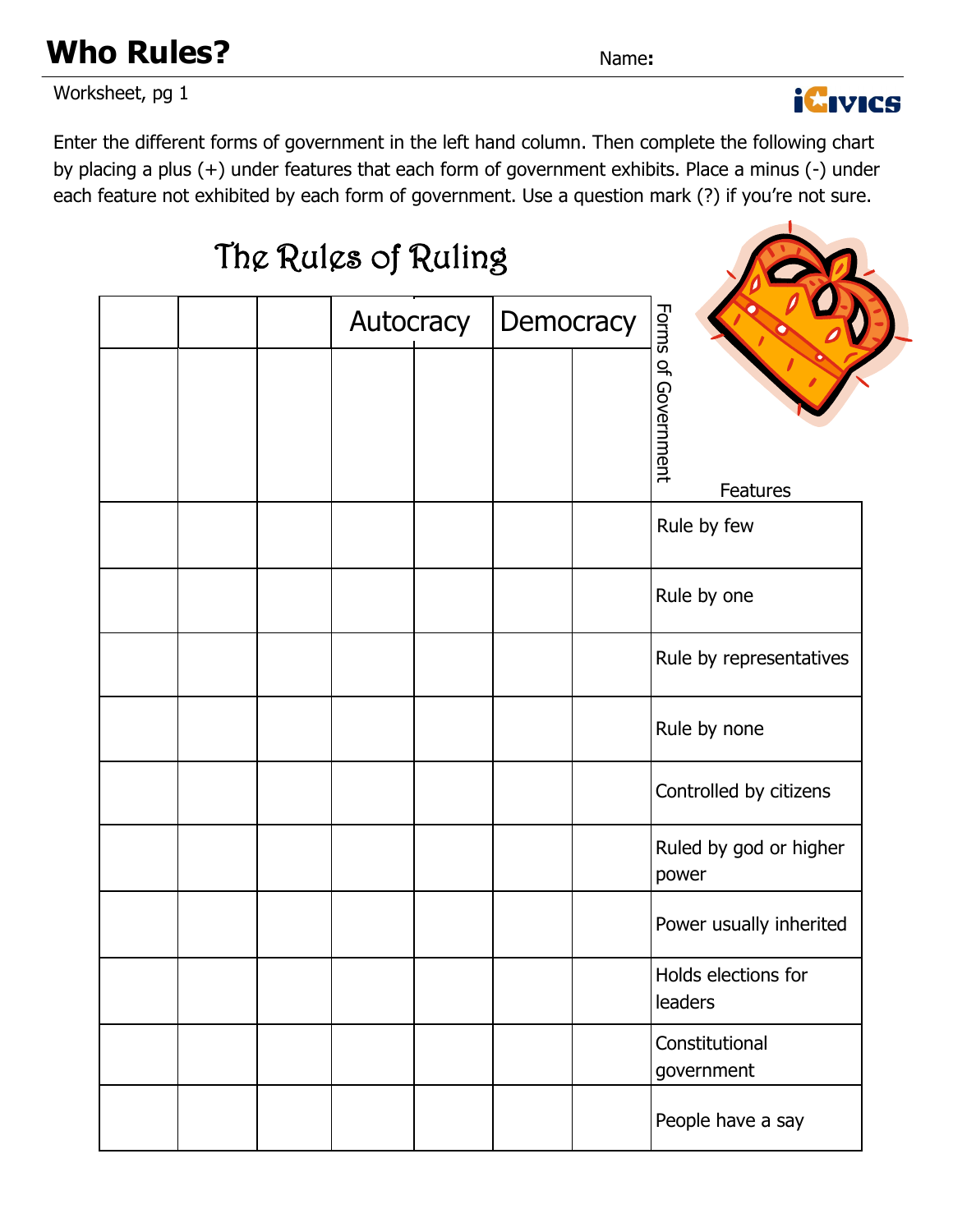# Who Rules?

Name:

Worksheet, pg 1

Enter the different forms of government in the left hand column. Then complete the following chart by placing a plus (+) under features that each form of government exhibits. Place a minus (-) under each feature not exhibited by each form of government. Use a question mark (?) if you're not sure.

## The Rules of Ruling

| | | | Autocracy | | Democracy | | Forms of Government |
|---|---|---|---|---|---|---|---|
| | | | | | | | Features |
| | | | | | | | Rule by few |
| | | | | | | | Rule by one |
| | | | | | | | Rule by representatives |
| | | | | | | | Rule by none |
| | | | | | | | Controlled by citizens |
| | | | | | | | Ruled by god or higher power |
| | | | | | | | Power usually inherited |
| | | | | | | | Holds elections for leaders |
| | | | | | | | Constitutional government |
| | | | | | | | People have a say |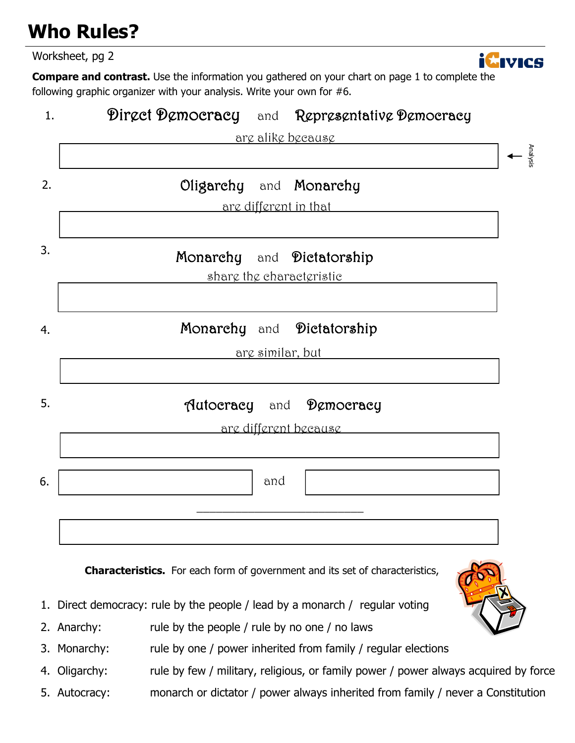# Who Rules?

Worksheet, pg 2

**Compare and contrast.** Use the information you gathered on your chart on page 1 to complete the following graphic organizer with your analysis. Write your own for #6.

1. Direct Democracy and Representative Democracy

   are alike because

   ← Analysis

2. Oligarchy and Monarchy

   are different in that

3. Monarchy and Dictatorship

   share the characteristic

4. Monarchy and Dictatorship

   are similar, but

5. Autocracy and Democracy

   are different because

6. ____________ and ____________

   ____________________________

**Characteristics.** For each form of government and its set of characteristics,

1. Direct democracy: rule by the people / lead by a monarch / regular voting
2. Anarchy: rule by the people / rule by no one / no laws
3. Monarchy: rule by one / power inherited from family / regular elections
4. Oligarchy: rule by few / military, religious, or family power / power always acquired by force
5. Autocracy: monarch or dictator / power always inherited from family / never a Constitution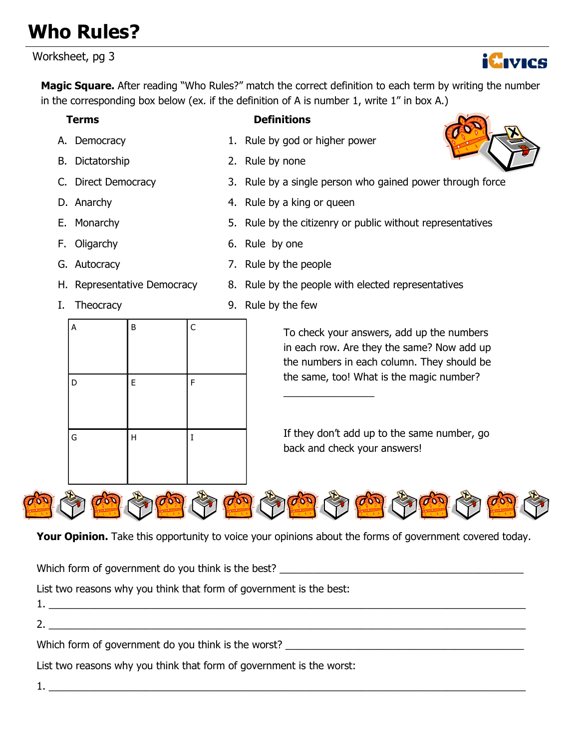# Who Rules?

Worksheet, pg 3

**Magic Square.** After reading "Who Rules?" match the correct definition to each term by writing the number in the corresponding box below (ex. if the definition of A is number 1, write 1" in box A.)

| Terms | Definitions |
|---|---|
| A. Democracy | 1. Rule by god or higher power |
| B. Dictatorship | 2. Rule by none |
| C. Direct Democracy | 3. Rule by a single person who gained power through force |
| D. Anarchy | 4. Rule by a king or queen |
| E. Monarchy | 5. Rule by the citizenry or public without representatives |
| F. Oligarchy | 6. Rule by one |
| G. Autocracy | 7. Rule by the people |
| H. Representative Democracy | 8. Rule by the people with elected representatives |
| I. Theocracy | 9. Rule by the few |

| | | |
|---|---|---|
| A | B | C |
| D | E | F |
| G | H | I |

To check your answers, add up the numbers in each row. Are they the same? Now add up the numbers in each column. They should be the same, too! What is the magic number?

________________

If they don't add up to the same number, go back and check your answers!

**Your Opinion.** Take this opportunity to voice your opinions about the forms of government covered today.

Which form of government do you think is the best? ____________________________________________

List two reasons why you think that form of government is the best:

1. ________________________________________________________________________________

2. ________________________________________________________________________________

Which form of government do you think is the worst? ___________________________________________

List two reasons why you think that form of government is the worst:

1. ________________________________________________________________________________